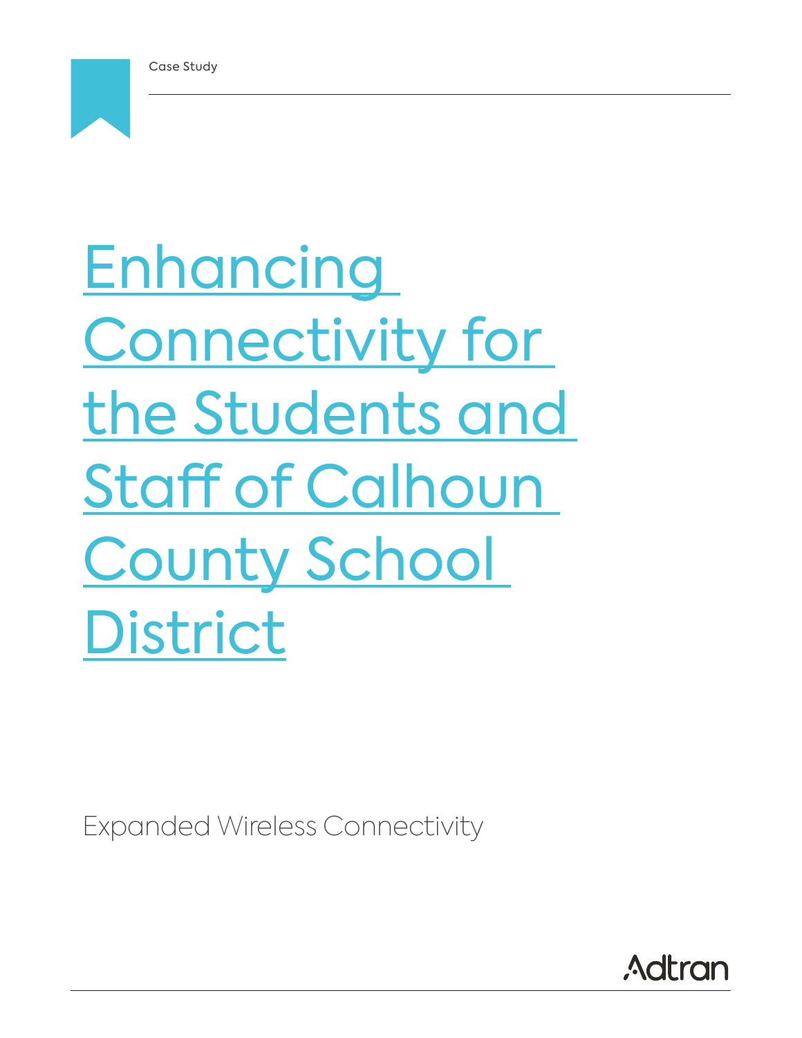Case Study

# Enhancing Connectivity for the Students and Staff of Calhoun County School District

Expanded Wireless Connectivity

Adtran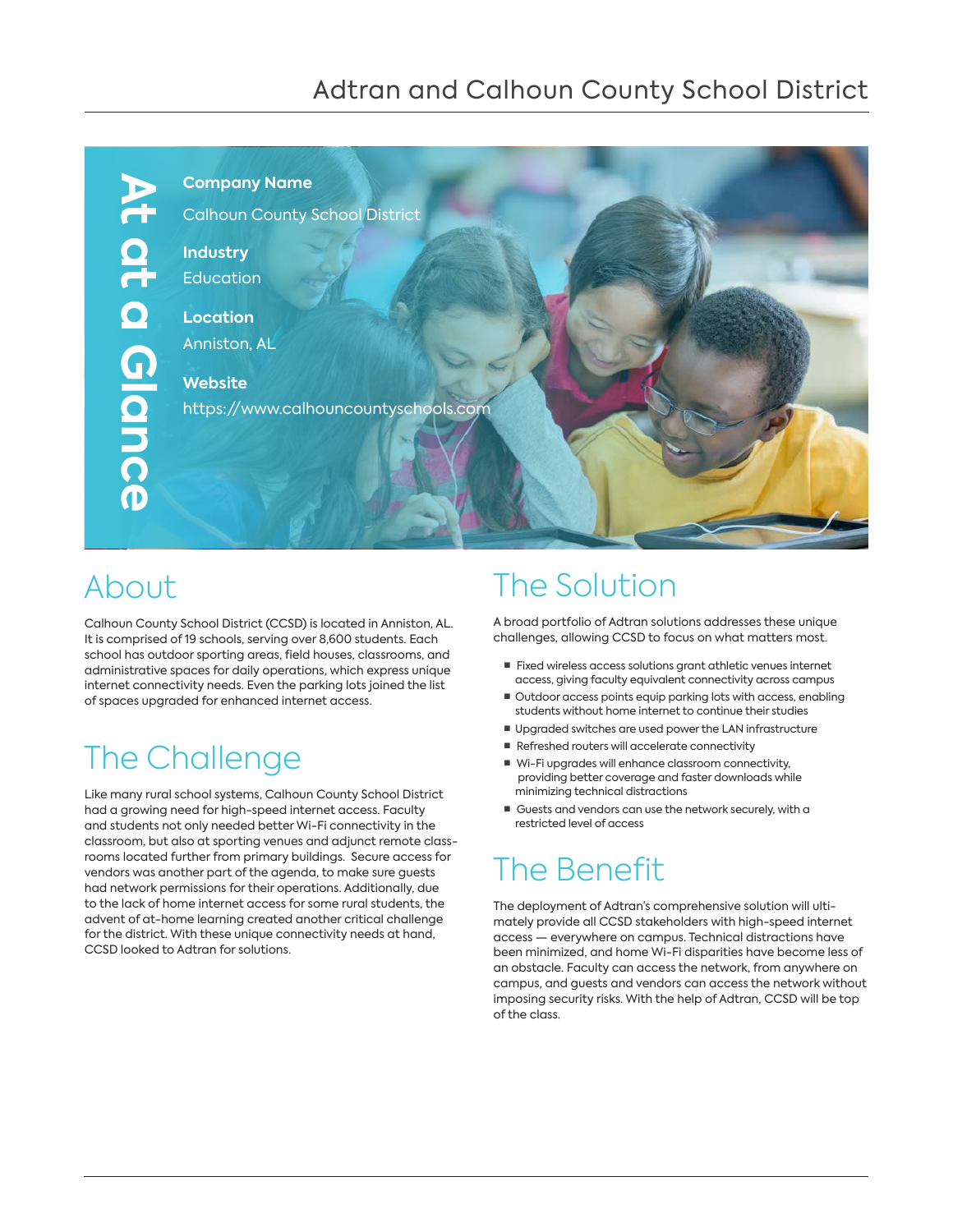# Adtran and Calhoun County School District

## At a Glance

**Company Name**
Calhoun County School District

**Industry**
Education

**Location**
Anniston, AL

**Website**
https://www.calhouncountyschools.com

## About

Calhoun County School District (CCSD) is located in Anniston, AL. It is comprised of 19 schools, serving over 8,600 students. Each school has outdoor sporting areas, field houses, classrooms, and administrative spaces for daily operations, which express unique internet connectivity needs. Even the parking lots joined the list of spaces upgraded for enhanced internet access.

## The Challenge

Like many rural school systems, Calhoun County School District had a growing need for high-speed internet access. Faculty and students not only needed better Wi-Fi connectivity in the classroom, but also at sporting venues and adjunct remote classrooms located further from primary buildings. Secure access for vendors was another part of the agenda, to make sure guests had network permissions for their operations. Additionally, due to the lack of home internet access for some rural students, the advent of at-home learning created another critical challenge for the district. With these unique connectivity needs at hand, CCSD looked to Adtran for solutions.

## The Solution

A broad portfolio of Adtran solutions addresses these unique challenges, allowing CCSD to focus on what matters most.

- Fixed wireless access solutions grant athletic venues internet access, giving faculty equivalent connectivity across campus
- Outdoor access points equip parking lots with access, enabling students without home internet to continue their studies
- Upgraded switches are used power the LAN infrastructure
- Refreshed routers will accelerate connectivity
- Wi-Fi upgrades will enhance classroom connectivity, providing better coverage and faster downloads while minimizing technical distractions
- Guests and vendors can use the network securely, with a restricted level of access

## The Benefit

The deployment of Adtran's comprehensive solution will ultimately provide all CCSD stakeholders with high-speed internet access — everywhere on campus. Technical distractions have been minimized, and home Wi-Fi disparities have become less of an obstacle. Faculty can access the network, from anywhere on campus, and guests and vendors can access the network without imposing security risks. With the help of Adtran, CCSD will be top of the class.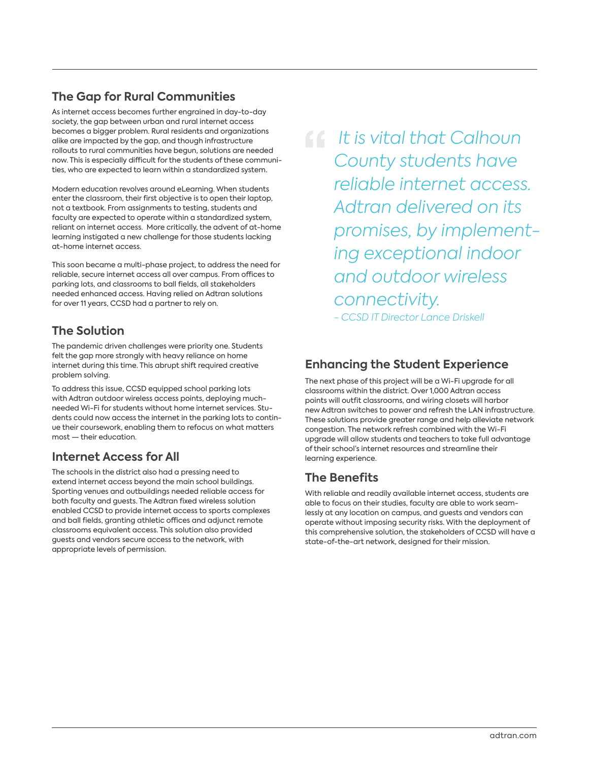## The Gap for Rural Communities

As internet access becomes further engrained in day-to-day society, the gap between urban and rural internet access becomes a bigger problem. Rural residents and organizations alike are impacted by the gap, and though infrastructure rollouts to rural communities have begun, solutions are needed now. This is especially difficult for the students of these communities, who are expected to learn within a standardized system.

Modern education revolves around eLearning. When students enter the classroom, their first objective is to open their laptop, not a textbook. From assignments to testing, students and faculty are expected to operate within a standardized system, reliant on internet access. More critically, the advent of at-home learning instigated a new challenge for those students lacking at-home internet access.

This soon became a multi-phase project, to address the need for reliable, secure internet access all over campus. From offices to parking lots, and classrooms to ball fields, all stakeholders needed enhanced access. Having relied on Adtran solutions for over 11 years, CCSD had a partner to rely on.

## The Solution

The pandemic driven challenges were priority one. Students felt the gap more strongly with heavy reliance on home internet during this time. This abrupt shift required creative problem solving.

To address this issue, CCSD equipped school parking lots with Adtran outdoor wireless access points, deploying much-needed Wi-Fi for students without home internet services. Students could now access the internet in the parking lots to continue their coursework, enabling them to refocus on what matters most — their education.

## Internet Access for All

The schools in the district also had a pressing need to extend internet access beyond the main school buildings. Sporting venues and outbuildings needed reliable access for both faculty and guests. The Adtran fixed wireless solution enabled CCSD to provide internet access to sports complexes and ball fields, granting athletic offices and adjunct remote classrooms equivalent access. This solution also provided guests and vendors secure access to the network, with appropriate levels of permission.

> *"It is vital that Calhoun County students have reliable internet access. Adtran delivered on its promises, by implementing exceptional indoor and outdoor wireless connectivity.*
>
> *- CCSD IT Director Lance Driskell*

## Enhancing the Student Experience

The next phase of this project will be a Wi-Fi upgrade for all classrooms within the district. Over 1,000 Adtran access points will outfit classrooms, and wiring closets will harbor new Adtran switches to power and refresh the LAN infrastructure. These solutions provide greater range and help alleviate network congestion. The network refresh combined with the Wi-Fi upgrade will allow students and teachers to take full advantage of their school's internet resources and streamline their learning experience.

## The Benefits

With reliable and readily available internet access, students are able to focus on their studies, faculty are able to work seamlessly at any location on campus, and guests and vendors can operate without imposing security risks. With the deployment of this comprehensive solution, the stakeholders of CCSD will have a state-of-the-art network, designed for their mission.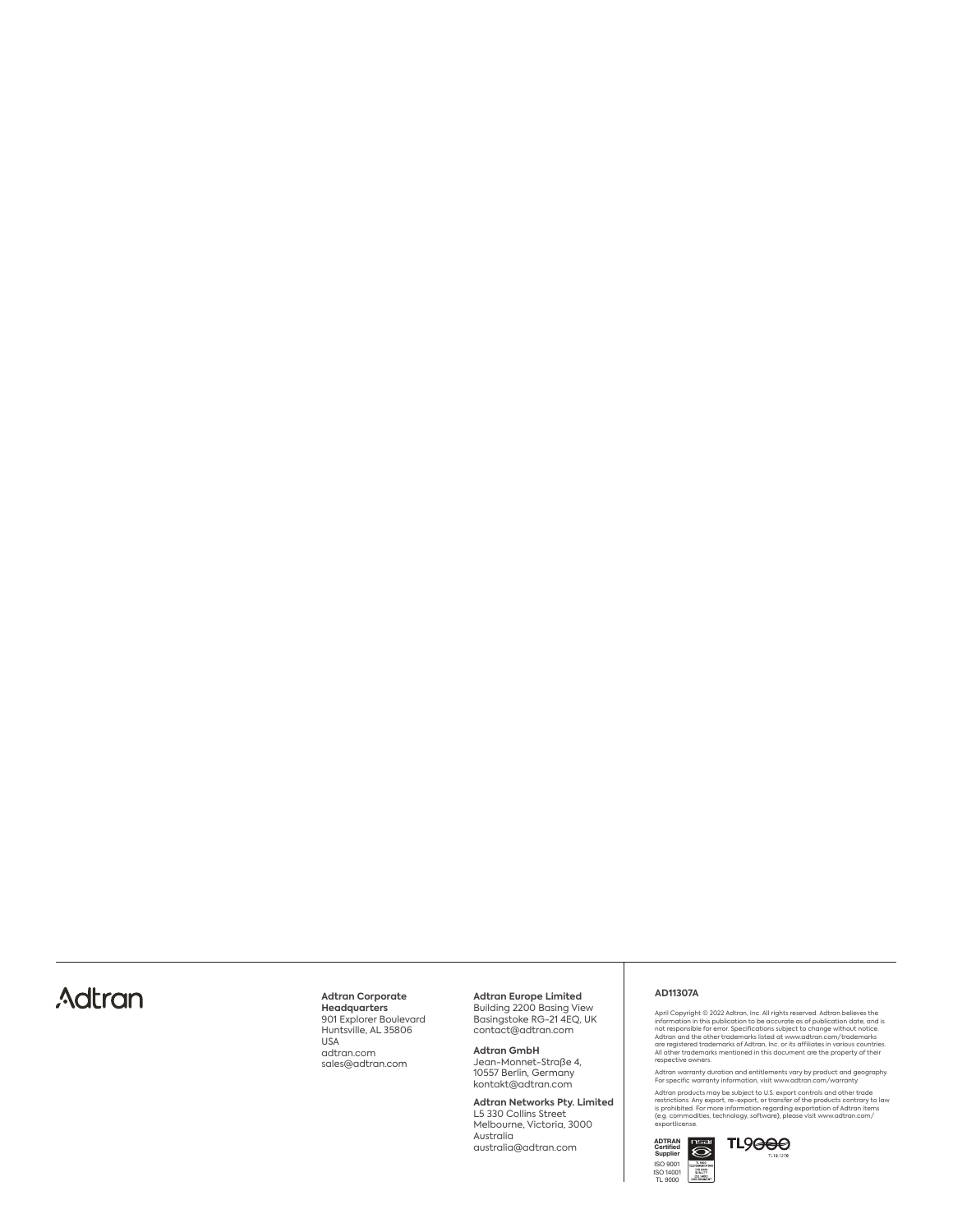Adtran

**Adtran Corporate Headquarters**
901 Explorer Boulevard
Huntsville, AL 35806
USA
adtran.com
sales@adtran.com

**Adtran Europe Limited**
Building 2200 Basing View
Basingstoke RG-21 4EQ, UK
contact@adtran.com

**Adtran GmbH**
Jean-Monnet-Straβe 4,
10557 Berlin, Germany
kontakt@adtran.com

**Adtran Networks Pty. Limited**
L5 330 Collins Street
Melbourne, Victoria, 3000
Australia
australia@adtran.com

**AD11307A**

April Copyright © 2022 Adtran, Inc. All rights reserved. Adtran believes the information in this publication to be accurate as of publication date, and is not responsible for error. Specifications subject to change without notice. Adtran and the other trademarks listed at www.adtran.com/trademarks are registered trademarks of Adtran, Inc. or its affiliates in various countries. All other trademarks mentioned in this document are the property of their respective owners.

Adtran warranty duration and entitlements vary by product and geography. For specific warranty information, visit www.adtran.com/warranty

Adtran products may be subject to U.S. export controls and other trade restrictions. Any export, re-export, or transfer of the products contrary to law is prohibited. For more information regarding exportation of Adtran items (e.g. commodities, technology, software), please visit www.adtran.com/exportlicense.

ADTRAN Certified Supplier
ISO 9001
ISO 14001
TL 9000

TL9000
TL19.1270